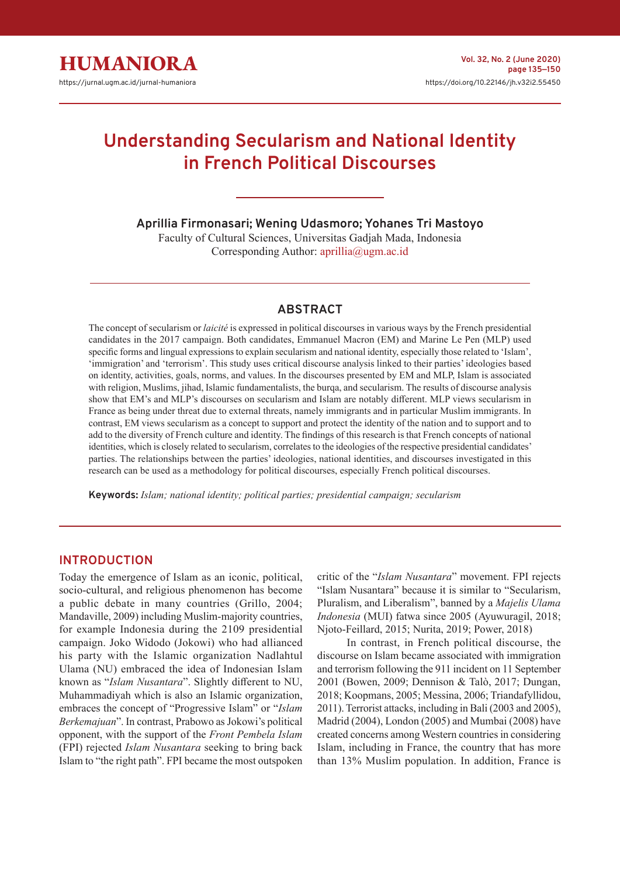# Understanding Secularism and National Identity in French Political Discourses

**Aprillia Firmonasari; Wening Udasmoro; Yohanes Tri Mastoyo**

Faculty of Cultural Sciences, Universitas Gadjah Mada, Indonesia

Corresponding Author: aprillia@ugm.ac.id

## ABSTRACT

The concept of secularism or *laicité* is expressed in political discourses in various ways by the French presidential candidates in the 2017 campaign. Both candidates, Emmanuel Macron (EM) and Marine Le Pen (MLP) used specific forms and lingual expressions to explain secularism and national identity, especially those related to 'Islam', 'immigration' and 'terrorism'. This study uses critical discourse analysis linked to their parties' ideologies based on identity, activities, goals, norms, and values. In the discourses presented by EM and MLP, Islam is associated with religion, Muslims, jihad, Islamic fundamentalists, the burqa, and secularism. The results of discourse analysis show that EM's and MLP's discourses on secularism and Islam are notably different. MLP views secularism in France as being under threat due to external threats, namely immigrants and in particular Muslim immigrants. In contrast, EM views secularism as a concept to support and protect the identity of the nation and to support and to add to the diversity of French culture and identity. The findings of this research is that French concepts of national identities, which is closely related to secularism, correlates to the ideologies of the respective presidential candidates' parties. The relationships between the parties' ideologies, national identities, and discourses investigated in this research can be used as a methodology for political discourses, especially French political discourses.

**Keywords:** *Islam; national identity; political parties; presidential campaign; secularism*

## INTRODUCTION

Today the emergence of Islam as an iconic, political, socio-cultural, and religious phenomenon has become a public debate in many countries (Grillo, 2004; Mandaville, 2009) including Muslim-majority countries, for example Indonesia during the 2109 presidential campaign. Joko Widodo (Jokowi) who had allianced his party with the Islamic organization Nadlahtul Ulama (NU) embraced the idea of Indonesian Islam known as "*Islam Nusantara*". Slightly different to NU, Muhammadiyah which is also an Islamic organization, embraces the concept of "Progressive Islam" or "*Islam Berkemajuan*". In contrast, Prabowo as Jokowi's political opponent, with the support of the *Front Pembela Islam* (FPI) rejected *Islam Nusantara* seeking to bring back Islam to "the right path". FPI became the most outspoken critic of the "*Islam Nusantara*" movement. FPI rejects "Islam Nusantara" because it is similar to "Secularism, Pluralism, and Liberalism", banned by a *Majelis Ulama Indonesia* (MUI) fatwa since 2005 (Ayuwuragil, 2018; Njoto-Feillard, 2015; Nurita, 2019; Power, 2018)

In contrast, in French political discourse, the discourse on Islam became associated with immigration and terrorism following the 911 incident on 11 September 2001 (Bowen, 2009; Dennison & Talò, 2017; Dungan, 2018; Koopmans, 2005; Messina, 2006; Triandafyllidou, 2011). Terrorist attacks, including in Bali (2003 and 2005), Madrid (2004), London (2005) and Mumbai (2008) have created concerns among Western countries in considering Islam, including in France, the country that has more than 13% Muslim population. In addition, France is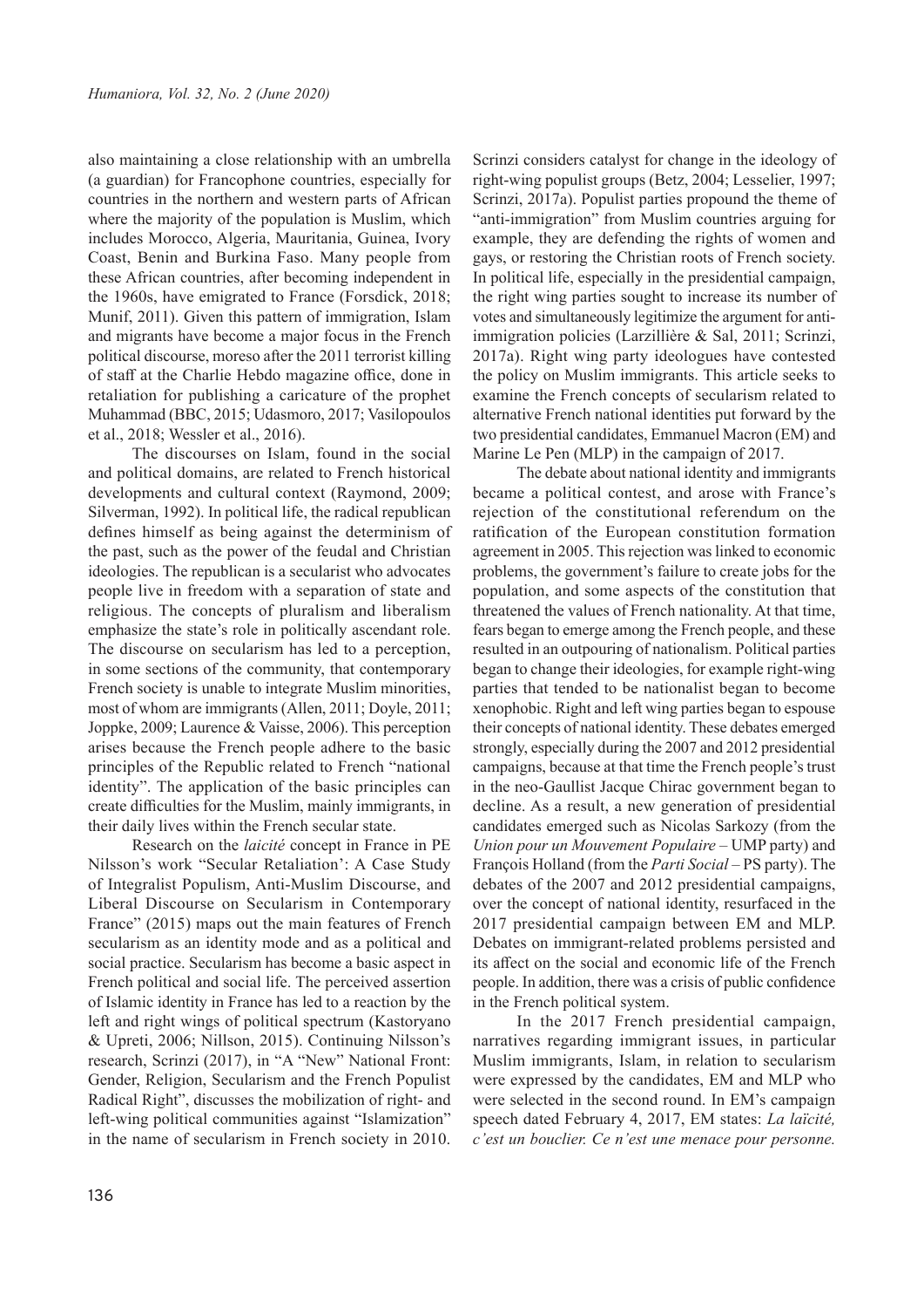also maintaining a close relationship with an umbrella (a guardian) for Francophone countries, especially for countries in the northern and western parts of African where the majority of the population is Muslim, which includes Morocco, Algeria, Mauritania, Guinea, Ivory Coast, Benin and Burkina Faso. Many people from these African countries, after becoming independent in the 1960s, have emigrated to France (Forsdick, 2018; Munif, 2011). Given this pattern of immigration, Islam and migrants have become a major focus in the French political discourse, moreso after the 2011 terrorist killing of staff at the Charlie Hebdo magazine office, done in retaliation for publishing a caricature of the prophet Muhammad (BBC, 2015; Udasmoro, 2017; Vasilopoulos et al., 2018; Wessler et al., 2016).

The discourses on Islam, found in the social and political domains, are related to French historical developments and cultural context (Raymond, 2009; Silverman, 1992). In political life, the radical republican defines himself as being against the determinism of the past, such as the power of the feudal and Christian ideologies. The republican is a secularist who advocates people live in freedom with a separation of state and religious. The concepts of pluralism and liberalism emphasize the state's role in politically ascendant role. The discourse on secularism has led to a perception, in some sections of the community, that contemporary French society is unable to integrate Muslim minorities, most of whom are immigrants (Allen, 2011; Doyle, 2011; Joppke, 2009; Laurence & Vaisse, 2006). This perception arises because the French people adhere to the basic principles of the Republic related to French "national identity". The application of the basic principles can create difficulties for the Muslim, mainly immigrants, in their daily lives within the French secular state.

Research on the *laicité* concept in France in PE Nilsson's work "Secular Retaliation': A Case Study of Integralist Populism, Anti-Muslim Discourse, and Liberal Discourse on Secularism in Contemporary France" (2015) maps out the main features of French secularism as an identity mode and as a political and social practice. Secularism has become a basic aspect in French political and social life. The perceived assertion of Islamic identity in France has led to a reaction by the left and right wings of political spectrum (Kastoryano & Upreti, 2006; Nillson, 2015). Continuing Nilsson's research, Scrinzi (2017), in "A "New" National Front: Gender, Religion, Secularism and the French Populist Radical Right", discusses the mobilization of right- and left-wing political communities against "Islamization" in the name of secularism in French society in 2010. Scrinzi considers catalyst for change in the ideology of right-wing populist groups (Betz, 2004; Lesselier, 1997; Scrinzi, 2017a). Populist parties propound the theme of "anti-immigration" from Muslim countries arguing for example, they are defending the rights of women and gays, or restoring the Christian roots of French society. In political life, especially in the presidential campaign, the right wing parties sought to increase its number of votes and simultaneously legitimize the argument for anti-immigration policies (Larzillière & Sal, 2011; Scrinzi, 2017a). Right wing party ideologues have contested the policy on Muslim immigrants. This article seeks to examine the French concepts of secularism related to alternative French national identities put forward by the two presidential candidates, Emmanuel Macron (EM) and Marine Le Pen (MLP) in the campaign of 2017.

The debate about national identity and immigrants became a political contest, and arose with France's rejection of the constitutional referendum on the ratification of the European constitution formation agreement in 2005. This rejection was linked to economic problems, the government's failure to create jobs for the population, and some aspects of the constitution that threatened the values of French nationality. At that time, fears began to emerge among the French people, and these resulted in an outpouring of nationalism. Political parties began to change their ideologies, for example right-wing parties that tended to be nationalist began to become xenophobic. Right and left wing parties began to espouse their concepts of national identity. These debates emerged strongly, especially during the 2007 and 2012 presidential campaigns, because at that time the French people's trust in the neo-Gaullist Jacque Chirac government began to decline. As a result, a new generation of presidential candidates emerged such as Nicolas Sarkozy (from the *Union pour un Mouvement Populaire* – UMP party) and François Holland (from the *Parti Social* – PS party). The debates of the 2007 and 2012 presidential campaigns, over the concept of national identity, resurfaced in the 2017 presidential campaign between EM and MLP. Debates on immigrant-related problems persisted and its affect on the social and economic life of the French people. In addition, there was a crisis of public confidence in the French political system.

In the 2017 French presidential campaign, narratives regarding immigrant issues, in particular Muslim immigrants, Islam, in relation to secularism were expressed by the candidates, EM and MLP who were selected in the second round. In EM's campaign speech dated February 4, 2017, EM states: *La laïcité, c'est un bouclier. Ce n'est une menace pour personne.*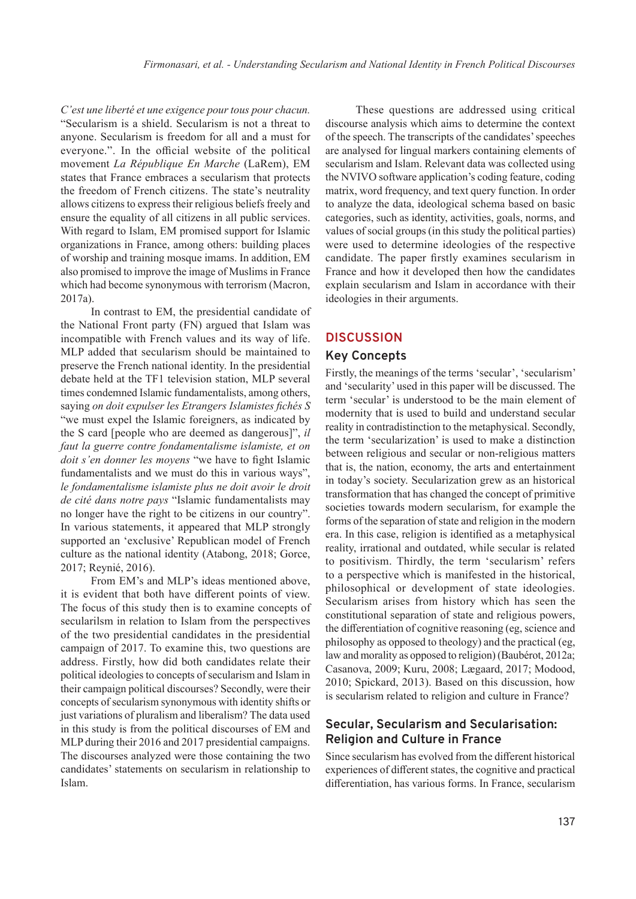*C'est une liberté et une exigence pour tous pour chacun.* "Secularism is a shield. Secularism is not a threat to anyone. Secularism is freedom for all and a must for everyone.". In the official website of the political movement *La République En Marche* (LaRem), EM states that France embraces a secularism that protects the freedom of French citizens. The state's neutrality allows citizens to express their religious beliefs freely and ensure the equality of all citizens in all public services. With regard to Islam, EM promised support for Islamic organizations in France, among others: building places of worship and training mosque imams. In addition, EM also promised to improve the image of Muslims in France which had become synonymous with terrorism (Macron, 2017a).

In contrast to EM, the presidential candidate of the National Front party (FN) argued that Islam was incompatible with French values and its way of life. MLP added that secularism should be maintained to preserve the French national identity. In the presidential debate held at the TF1 television station, MLP several times condemned Islamic fundamentalists, among others, saying *on doit expulser les Etrangers Islamistes fichés S* "we must expel the Islamic foreigners, as indicated by the S card [people who are deemed as dangerous]", *il faut la guerre contre fondamentalisme islamiste, et on doit s'en donner les moyens* "we have to fight Islamic fundamentalists and we must do this in various ways", *le fondamentalisme islamiste plus ne doit avoir le droit de cité dans notre pays* "Islamic fundamentalists may no longer have the right to be citizens in our country". In various statements, it appeared that MLP strongly supported an 'exclusive' Republican model of French culture as the national identity (Atabong, 2018; Gorce, 2017; Reynié, 2016).

From EM's and MLP's ideas mentioned above, it is evident that both have different points of view. The focus of this study then is to examine concepts of secularilsm in relation to Islam from the perspectives of the two presidential candidates in the presidential campaign of 2017. To examine this, two questions are address. Firstly, how did both candidates relate their political ideologies to concepts of secularism and Islam in their campaign political discourses? Secondly, were their concepts of secularism synonymous with identity shifts or just variations of pluralism and liberalism? The data used in this study is from the political discourses of EM and MLP during their 2016 and 2017 presidential campaigns. The discourses analyzed were those containing the two candidates' statements on secularism in relationship to Islam.

These questions are addressed using critical discourse analysis which aims to determine the context of the speech. The transcripts of the candidates' speeches are analysed for lingual markers containing elements of secularism and Islam. Relevant data was collected using the NVIVO software application's coding feature, coding matrix, word frequency, and text query function. In order to analyze the data, ideological schema based on basic categories, such as identity, activities, goals, norms, and values of social groups (in this study the political parties) were used to determine ideologies of the respective candidate. The paper firstly examines secularism in France and how it developed then how the candidates explain secularism and Islam in accordance with their ideologies in their arguments.

## DISCUSSION

### Key Concepts

Firstly, the meanings of the terms 'secular', 'secularism' and 'secularity' used in this paper will be discussed. The term 'secular' is understood to be the main element of modernity that is used to build and understand secular reality in contradistinction to the metaphysical. Secondly, the term 'secularization' is used to make a distinction between religious and secular or non-religious matters that is, the nation, economy, the arts and entertainment in today's society. Secularization grew as an historical transformation that has changed the concept of primitive societies towards modern secularism, for example the forms of the separation of state and religion in the modern era. In this case, religion is identified as a metaphysical reality, irrational and outdated, while secular is related to positivism. Thirdly, the term 'secularism' refers to a perspective which is manifested in the historical, philosophical or development of state ideologies. Secularism arises from history which has seen the constitutional separation of state and religious powers, the differentiation of cognitive reasoning (eg, science and philosophy as opposed to theology) and the practical (eg, law and morality as opposed to religion) (Baubérot, 2012a; Casanova, 2009; Kuru, 2008; Lægaard, 2017; Modood, 2010; Spickard, 2013). Based on this discussion, how is secularism related to religion and culture in France?

### Secular, Secularism and Secularisation: Religion and Culture in France

Since secularism has evolved from the different historical experiences of different states, the cognitive and practical differentiation, has various forms. In France, secularism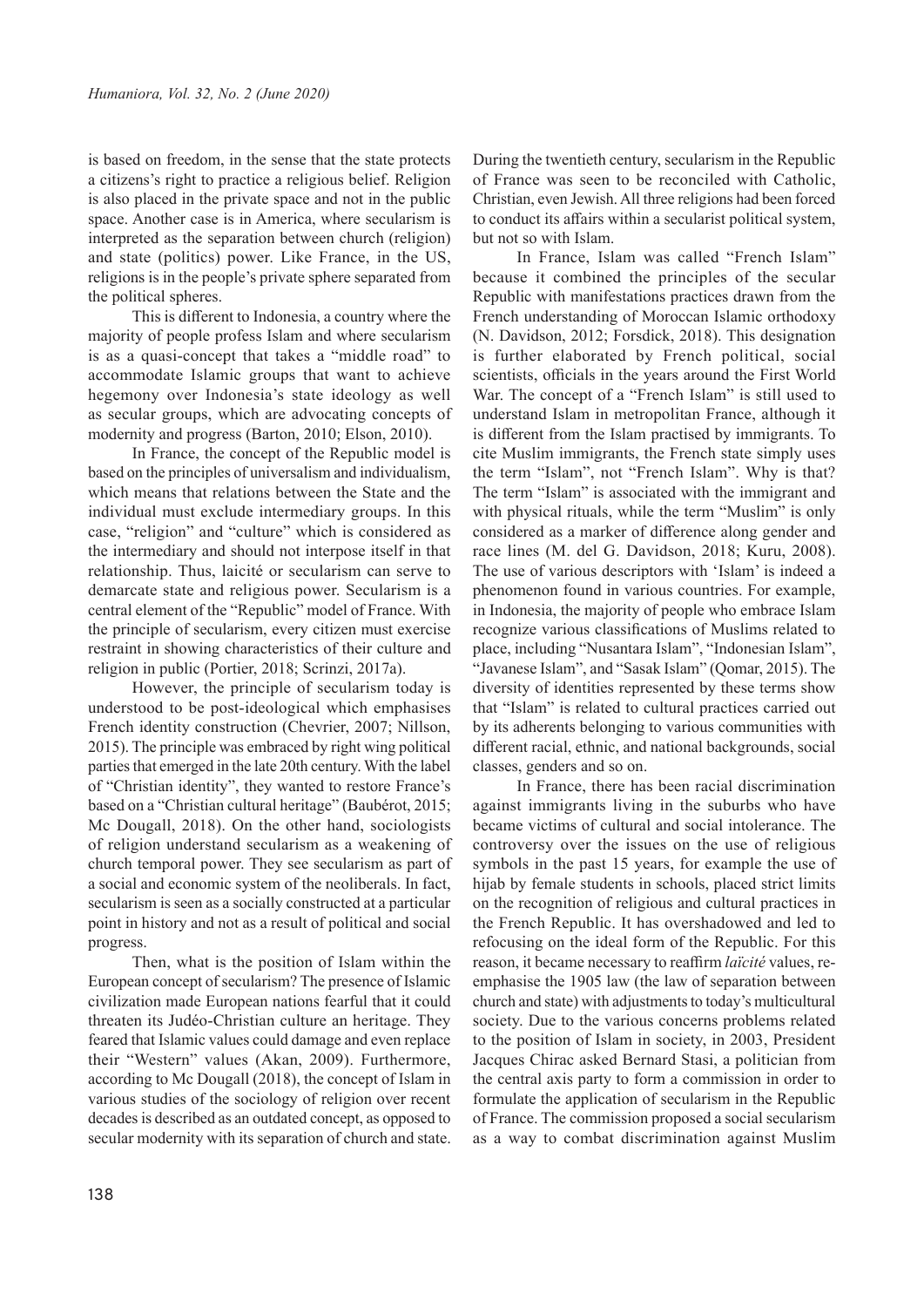is based on freedom, in the sense that the state protects a citizens's right to practice a religious belief. Religion is also placed in the private space and not in the public space. Another case is in America, where secularism is interpreted as the separation between church (religion) and state (politics) power. Like France, in the US, religions is in the people's private sphere separated from the political spheres.

This is different to Indonesia, a country where the majority of people profess Islam and where secularism is as a quasi-concept that takes a "middle road" to accommodate Islamic groups that want to achieve hegemony over Indonesia's state ideology as well as secular groups, which are advocating concepts of modernity and progress (Barton, 2010; Elson, 2010).

In France, the concept of the Republic model is based on the principles of universalism and individualism, which means that relations between the State and the individual must exclude intermediary groups. In this case, "religion" and "culture" which is considered as the intermediary and should not interpose itself in that relationship. Thus, laicité or secularism can serve to demarcate state and religious power. Secularism is a central element of the "Republic" model of France. With the principle of secularism, every citizen must exercise restraint in showing characteristics of their culture and religion in public (Portier, 2018; Scrinzi, 2017a).

However, the principle of secularism today is understood to be post-ideological which emphasises French identity construction (Chevrier, 2007; Nillson, 2015). The principle was embraced by right wing political parties that emerged in the late 20th century. With the label of "Christian identity", they wanted to restore France's based on a "Christian cultural heritage" (Baubérot, 2015; Mc Dougall, 2018). On the other hand, sociologists of religion understand secularism as a weakening of church temporal power. They see secularism as part of a social and economic system of the neoliberals. In fact, secularism is seen as a socially constructed at a particular point in history and not as a result of political and social progress.

Then, what is the position of Islam within the European concept of secularism? The presence of Islamic civilization made European nations fearful that it could threaten its Judéo-Christian culture an heritage. They feared that Islamic values could damage and even replace their "Western" values (Akan, 2009). Furthermore, according to Mc Dougall (2018), the concept of Islam in various studies of the sociology of religion over recent decades is described as an outdated concept, as opposed to secular modernity with its separation of church and state. During the twentieth century, secularism in the Republic of France was seen to be reconciled with Catholic, Christian, even Jewish. All three religions had been forced to conduct its affairs within a secularist political system, but not so with Islam.

In France, Islam was called "French Islam" because it combined the principles of the secular Republic with manifestations practices drawn from the French understanding of Moroccan Islamic orthodoxy (N. Davidson, 2012; Forsdick, 2018). This designation is further elaborated by French political, social scientists, officials in the years around the First World War. The concept of a "French Islam" is still used to understand Islam in metropolitan France, although it is different from the Islam practised by immigrants. To cite Muslim immigrants, the French state simply uses the term "Islam", not "French Islam". Why is that? The term "Islam" is associated with the immigrant and with physical rituals, while the term "Muslim" is only considered as a marker of difference along gender and race lines (M. del G. Davidson, 2018; Kuru, 2008). The use of various descriptors with 'Islam' is indeed a phenomenon found in various countries. For example, in Indonesia, the majority of people who embrace Islam recognize various classifications of Muslims related to place, including "Nusantara Islam", "Indonesian Islam", "Javanese Islam", and "Sasak Islam" (Qomar, 2015). The diversity of identities represented by these terms show that "Islam" is related to cultural practices carried out by its adherents belonging to various communities with different racial, ethnic, and national backgrounds, social classes, genders and so on.

In France, there has been racial discrimination against immigrants living in the suburbs who have became victims of cultural and social intolerance. The controversy over the issues on the use of religious symbols in the past 15 years, for example the use of hijab by female students in schools, placed strict limits on the recognition of religious and cultural practices in the French Republic. It has overshadowed and led to refocusing on the ideal form of the Republic. For this reason, it became necessary to reaffirm *laïcité* values, re-emphasise the 1905 law (the law of separation between church and state) with adjustments to today's multicultural society. Due to the various concerns problems related to the position of Islam in society, in 2003, President Jacques Chirac asked Bernard Stasi, a politician from the central axis party to form a commission in order to formulate the application of secularism in the Republic of France. The commission proposed a social secularism as a way to combat discrimination against Muslim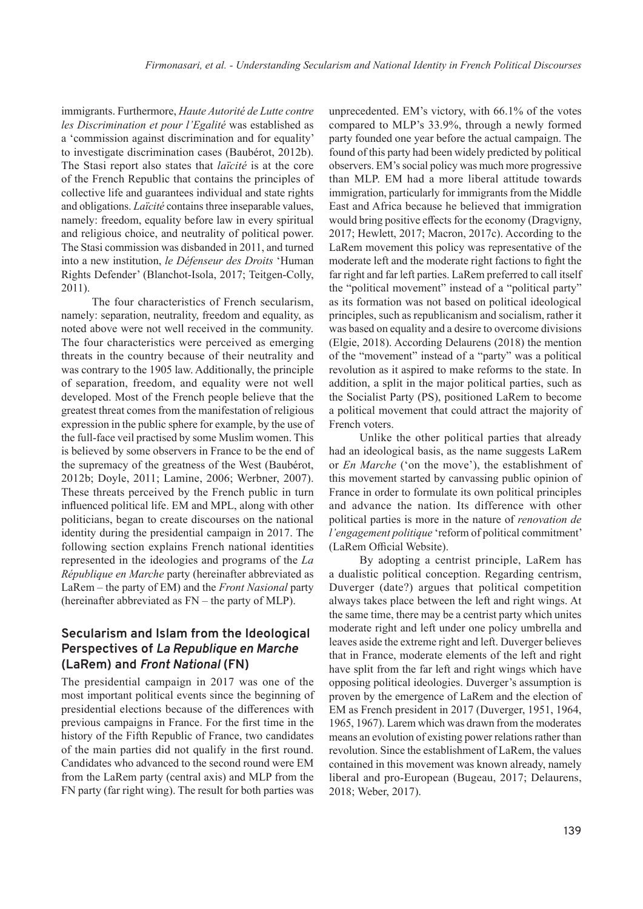immigrants. Furthermore, *Haute Autorité de Lutte contre les Discrimination et pour l'Egalité* was established as a 'commission against discrimination and for equality' to investigate discrimination cases (Baubérot, 2012b). The Stasi report also states that *laïcité* is at the core of the French Republic that contains the principles of collective life and guarantees individual and state rights and obligations. *Laïcité* contains three inseparable values, namely: freedom, equality before law in every spiritual and religious choice, and neutrality of political power. The Stasi commission was disbanded in 2011, and turned into a new institution, *le Défenseur des Droits* 'Human Rights Defender' (Blanchot-Isola, 2017; Teitgen-Colly, 2011).

The four characteristics of French secularism, namely: separation, neutrality, freedom and equality, as noted above were not well received in the community. The four characteristics were perceived as emerging threats in the country because of their neutrality and was contrary to the 1905 law. Additionally, the principle of separation, freedom, and equality were not well developed. Most of the French people believe that the greatest threat comes from the manifestation of religious expression in the public sphere for example, by the use of the full-face veil practised by some Muslim women. This is believed by some observers in France to be the end of the supremacy of the greatness of the West (Baubérot, 2012b; Doyle, 2011; Lamine, 2006; Werbner, 2007). These threats perceived by the French public in turn influenced political life. EM and MPL, along with other politicians, began to create discourses on the national identity during the presidential campaign in 2017. The following section explains French national identities represented in the ideologies and programs of the *La République en Marche* party (hereinafter abbreviated as LaRem – the party of EM) and the *Front Nasional* party (hereinafter abbreviated as FN – the party of MLP).

## Secularism and Islam from the Ideological Perspectives of *La Republique en Marche* (LaRem) and *Front National* (FN)

The presidential campaign in 2017 was one of the most important political events since the beginning of presidential elections because of the differences with previous campaigns in France. For the first time in the history of the Fifth Republic of France, two candidates of the main parties did not qualify in the first round. Candidates who advanced to the second round were EM from the LaRem party (central axis) and MLP from the FN party (far right wing). The result for both parties was unprecedented. EM's victory, with 66.1% of the votes compared to MLP's 33.9%, through a newly formed party founded one year before the actual campaign. The found of this party had been widely predicted by political observers. EM's social policy was much more progressive than MLP. EM had a more liberal attitude towards immigration, particularly for immigrants from the Middle East and Africa because he believed that immigration would bring positive effects for the economy (Dragvigny, 2017; Hewlett, 2017; Macron, 2017c). According to the LaRem movement this policy was representative of the moderate left and the moderate right factions to fight the far right and far left parties. LaRem preferred to call itself the "political movement" instead of a "political party" as its formation was not based on political ideological principles, such as republicanism and socialism, rather it was based on equality and a desire to overcome divisions (Elgie, 2018). According Delaurens (2018) the mention of the "movement" instead of a "party" was a political revolution as it aspired to make reforms to the state. In addition, a split in the major political parties, such as the Socialist Party (PS), positioned LaRem to become a political movement that could attract the majority of French voters.

Unlike the other political parties that already had an ideological basis, as the name suggests LaRem or *En Marche* ('on the move'), the establishment of this movement started by canvassing public opinion of France in order to formulate its own political principles and advance the nation. Its difference with other political parties is more in the nature of *renovation de l'engagement politique* 'reform of political commitment' (LaRem Official Website).

By adopting a centrist principle, LaRem has a dualistic political conception. Regarding centrism, Duverger (date?) argues that political competition always takes place between the left and right wings. At the same time, there may be a centrist party which unites moderate right and left under one policy umbrella and leaves aside the extreme right and left. Duverger believes that in France, moderate elements of the left and right have split from the far left and right wings which have opposing political ideologies. Duverger's assumption is proven by the emergence of LaRem and the election of EM as French president in 2017 (Duverger, 1951, 1964, 1965, 1967). Larem which was drawn from the moderates means an evolution of existing power relations rather than revolution. Since the establishment of LaRem, the values contained in this movement was known already, namely liberal and pro-European (Bugeau, 2017; Delaurens, 2018; Weber, 2017).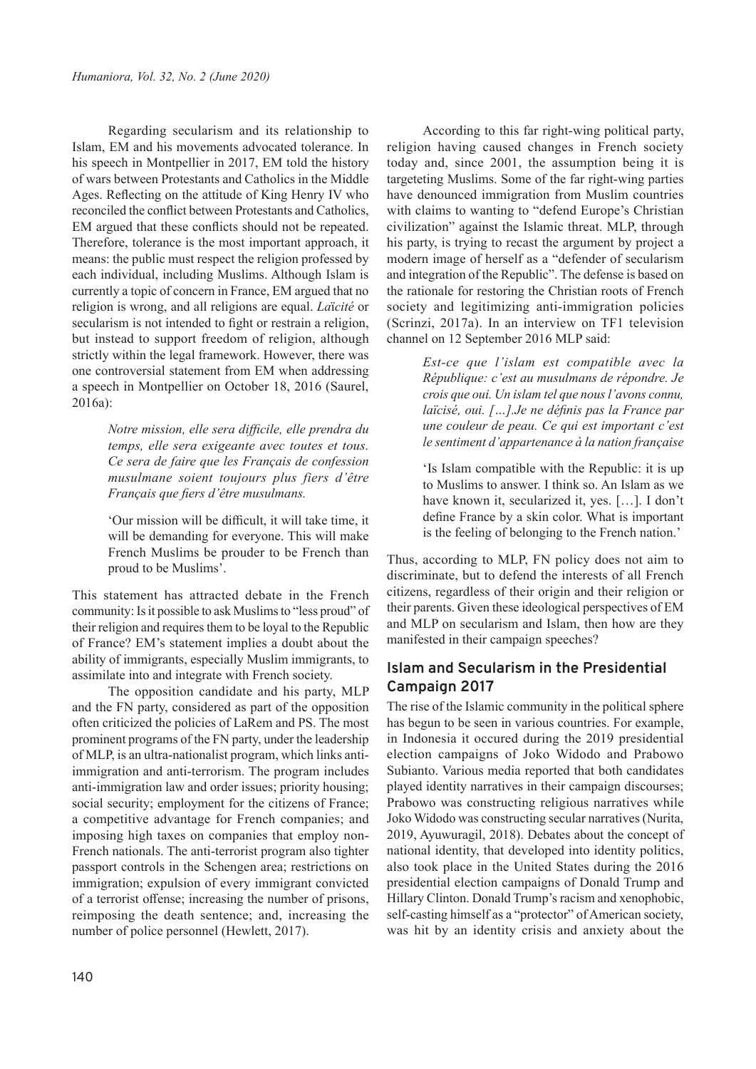Regarding secularism and its relationship to Islam, EM and his movements advocated tolerance. In his speech in Montpellier in 2017, EM told the history of wars between Protestants and Catholics in the Middle Ages. Reflecting on the attitude of King Henry IV who reconciled the conflict between Protestants and Catholics, EM argued that these conflicts should not be repeated. Therefore, tolerance is the most important approach, it means: the public must respect the religion professed by each individual, including Muslims. Although Islam is currently a topic of concern in France, EM argued that no religion is wrong, and all religions are equal. *Laïcité* or secularism is not intended to fight or restrain a religion, but instead to support freedom of religion, although strictly within the legal framework. However, there was one controversial statement from EM when addressing a speech in Montpellier on October 18, 2016 (Saurel, 2016a):

> *Notre mission, elle sera difficile, elle prendra du temps, elle sera exigeante avec toutes et tous. Ce sera de faire que les Français de confession musulmane soient toujours plus fiers d'être Français que fiers d'être musulmans.*
>
> 'Our mission will be difficult, it will take time, it will be demanding for everyone. This will make French Muslims be prouder to be French than proud to be Muslims'.

This statement has attracted debate in the French community: Is it possible to ask Muslims to "less proud" of their religion and requires them to be loyal to the Republic of France? EM's statement implies a doubt about the ability of immigrants, especially Muslim immigrants, to assimilate into and integrate with French society.

The opposition candidate and his party, MLP and the FN party, considered as part of the opposition often criticized the policies of LaRem and PS. The most prominent programs of the FN party, under the leadership of MLP, is an ultra-nationalist program, which links anti-immigration and anti-terrorism. The program includes anti-immigration law and order issues; priority housing; social security; employment for the citizens of France; a competitive advantage for French companies; and imposing high taxes on companies that employ non-French nationals. The anti-terrorist program also tighter passport controls in the Schengen area; restrictions on immigration; expulsion of every immigrant convicted of a terrorist offense; increasing the number of prisons, reimposing the death sentence; and, increasing the number of police personnel (Hewlett, 2017).

According to this far right-wing political party, religion having caused changes in French society today and, since 2001, the assumption being it is targeteting Muslims. Some of the far right-wing parties have denounced immigration from Muslim countries with claims to wanting to "defend Europe's Christian civilization" against the Islamic threat. MLP, through his party, is trying to recast the argument by project a modern image of herself as a "defender of secularism and integration of the Republic". The defense is based on the rationale for restoring the Christian roots of French society and legitimizing anti-immigration policies (Scrinzi, 2017a). In an interview on TF1 television channel on 12 September 2016 MLP said:

> *Est-ce que l'islam est compatible avec la République: c'est au musulmans de répondre. Je crois que oui. Un islam tel que nous l'avons connu, laïcisé, oui. […].Je ne définis pas la France par une couleur de peau. Ce qui est important c'est le sentiment d'appartenance à la nation française*
>
> 'Is Islam compatible with the Republic: it is up to Muslims to answer. I think so. An Islam as we have known it, secularized it, yes. […]. I don't define France by a skin color. What is important is the feeling of belonging to the French nation.'

Thus, according to MLP, FN policy does not aim to discriminate, but to defend the interests of all French citizens, regardless of their origin and their religion or their parents. Given these ideological perspectives of EM and MLP on secularism and Islam, then how are they manifested in their campaign speeches?

## Islam and Secularism in the Presidential Campaign 2017

The rise of the Islamic community in the political sphere has begun to be seen in various countries. For example, in Indonesia it occured during the 2019 presidential election campaigns of Joko Widodo and Prabowo Subianto. Various media reported that both candidates played identity narratives in their campaign discourses; Prabowo was constructing religious narratives while Joko Widodo was constructing secular narratives (Nurita, 2019, Ayuwuragil, 2018). Debates about the concept of national identity, that developed into identity politics, also took place in the United States during the 2016 presidential election campaigns of Donald Trump and Hillary Clinton. Donald Trump's racism and xenophobic, self-casting himself as a "protector" of American society, was hit by an identity crisis and anxiety about the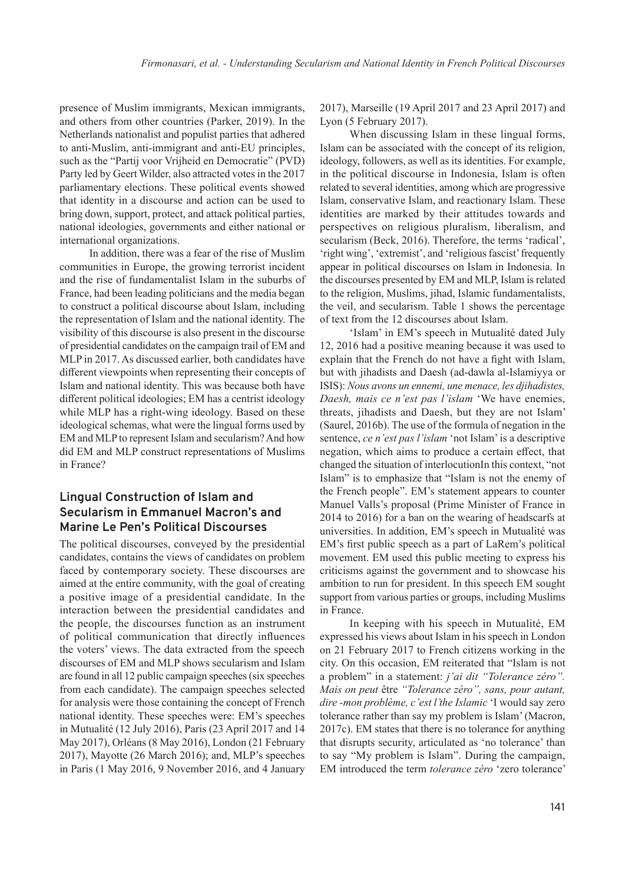presence of Muslim immigrants, Mexican immigrants, and others from other countries (Parker, 2019). In the Netherlands nationalist and populist parties that adhered to anti-Muslim, anti-immigrant and anti-EU principles, such as the "Partij voor Vrijheid en Democratie" (PVD) Party led by Geert Wilder, also attracted votes in the 2017 parliamentary elections. These political events showed that identity in a discourse and action can be used to bring down, support, protect, and attack political parties, national ideologies, governments and either national or international organizations.

In addition, there was a fear of the rise of Muslim communities in Europe, the growing terrorist incident and the rise of fundamentalist Islam in the suburbs of France, had been leading politicians and the media began to construct a political discourse about Islam, including the representation of Islam and the national identity. The visibility of this discourse is also present in the discourse of presidential candidates on the campaign trail of EM and MLP in 2017. As discussed earlier, both candidates have different viewpoints when representing their concepts of Islam and national identity. This was because both have different political ideologies; EM has a centrist ideology while MLP has a right-wing ideology. Based on these ideological schemas, what were the lingual forms used by EM and MLP to represent Islam and secularism? And how did EM and MLP construct representations of Muslims in France?

## Lingual Construction of Islam and Secularism in Emmanuel Macron's and Marine Le Pen's Political Discourses

The political discourses, conveyed by the presidential candidates, contains the views of candidates on problem faced by contemporary society. These discourses are aimed at the entire community, with the goal of creating a positive image of a presidential candidate. In the interaction between the presidential candidates and the people, the discourses function as an instrument of political communication that directly influences the voters' views. The data extracted from the speech discourses of EM and MLP shows secularism and Islam are found in all 12 public campaign speeches (six speeches from each candidate). The campaign speeches selected for analysis were those containing the concept of French national identity. These speeches were: EM's speeches in Mutualité (12 July 2016), Paris (23 April 2017 and 14 May 2017), Orléans (8 May 2016), London (21 February 2017), Mayotte (26 March 2016); and, MLP's speeches in Paris (1 May 2016, 9 November 2016, and 4 January 2017), Marseille (19 April 2017 and 23 April 2017) and Lyon (5 February 2017).

When discussing Islam in these lingual forms, Islam can be associated with the concept of its religion, ideology, followers, as well as its identities. For example, in the political discourse in Indonesia, Islam is often related to several identities, among which are progressive Islam, conservative Islam, and reactionary Islam. These identities are marked by their attitudes towards and perspectives on religious pluralism, liberalism, and secularism (Beck, 2016). Therefore, the terms 'radical', 'right wing', 'extremist', and 'religious fascist' frequently appear in political discourses on Islam in Indonesia. In the discourses presented by EM and MLP, Islam is related to the religion, Muslims, jihad, Islamic fundamentalists, the veil, and secularism. Table 1 shows the percentage of text from the 12 discourses about Islam.

'Islam' in EM's speech in Mutualité dated July 12, 2016 had a positive meaning because it was used to explain that the French do not have a fight with Islam, but with jihadists and Daesh (ad-dawla al-Islamiyya or ISIS): *Nous avons un ennemi, une menace, les djihadistes, Daesh, mais ce n'est pas l'islam* 'We have enemies, threats, jihadists and Daesh, but they are not Islam' (Saurel, 2016b). The use of the formula of negation in the sentence, *ce n'est pas l'islam* 'not Islam' is a descriptive negation, which aims to produce a certain effect, that changed the situation of interlocutionIn this context, "not Islam" is to emphasize that "Islam is not the enemy of the French people". EM's statement appears to counter Manuel Valls's proposal (Prime Minister of France in 2014 to 2016) for a ban on the wearing of headscarfs at universities. In addition, EM's speech in Mutualité was EM's first public speech as a part of LaRem's political movement. EM used this public meeting to express his criticisms against the government and to showcase his ambition to run for president. In this speech EM sought support from various parties or groups, including Muslims in France.

In keeping with his speech in Mutualité, EM expressed his views about Islam in his speech in London on 21 February 2017 to French citizens working in the city. On this occasion, EM reiterated that "Islam is not a problem" in a statement: *j'ai dit "Tolerance zéro". Mais on peut* être *"Tolerance zéro", sans, pour autant, dire -mon problème, c'est l'the Islamic* 'I would say zero tolerance rather than say my problem is Islam' (Macron, 2017c). EM states that there is no tolerance for anything that disrupts security, articulated as 'no tolerance' than to say "My problem is Islam". During the campaign, EM introduced the term *tolerance zéro* 'zero tolerance'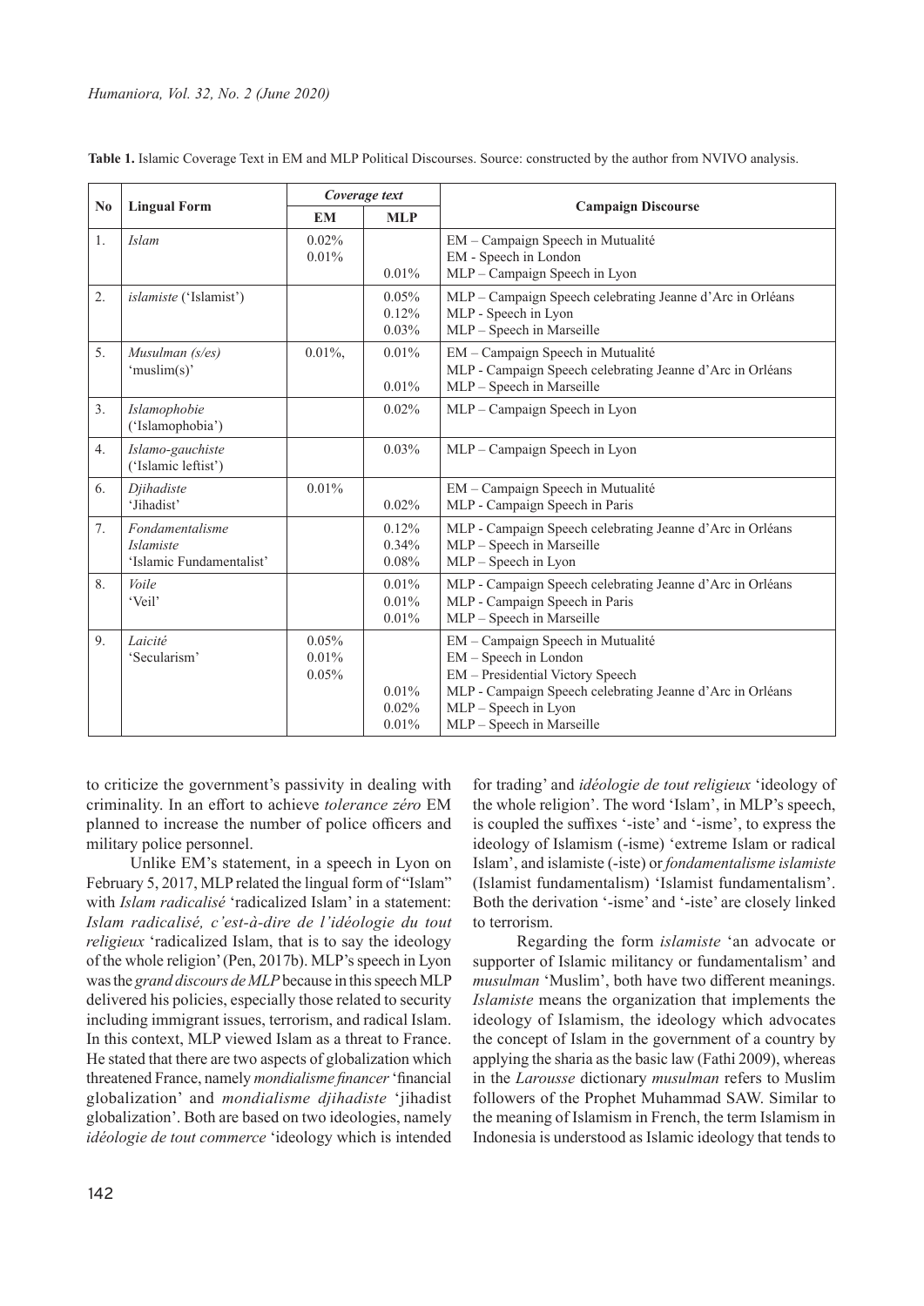**Table 1.** Islamic Coverage Text in EM and MLP Political Discourses. Source: constructed by the author from NVIVO analysis.

| No | Lingual Form | Coverage text | | Campaign Discourse |
|---|---|---|---|---|
| | | EM | MLP | |
| 1. | *Islam* | 0.02%<br>0.01% | <br><br>0.01% | EM – Campaign Speech in Mutualité<br>EM - Speech in London<br>MLP – Campaign Speech in Lyon |
| 2. | *islamiste* ('Islamist') | | 0.05%<br>0.12%<br>0.03% | MLP – Campaign Speech celebrating Jeanne d'Arc in Orléans<br>MLP - Speech in Lyon<br>MLP – Speech in Marseille |
| 5. | *Musulman (s/es)*<br>'muslim(s)' | 0.01%, | 0.01%<br><br>0.01% | EM – Campaign Speech in Mutualité<br>MLP - Campaign Speech celebrating Jeanne d'Arc in Orléans<br>MLP – Speech in Marseille |
| 3. | *Islamophobie* ('Islamophobia') | | 0.02% | MLP – Campaign Speech in Lyon |
| 4. | *Islamo-gauchiste* ('Islamic leftist') | | 0.03% | MLP – Campaign Speech in Lyon |
| 6. | *Djihadiste*<br>'Jihadist' | 0.01% | <br>0.02% | EM – Campaign Speech in Mutualité<br>MLP - Campaign Speech in Paris |
| 7. | *Fondamentalisme Islamiste*<br>'Islamic Fundamentalist' | | 0.12%<br>0.34%<br>0.08% | MLP - Campaign Speech celebrating Jeanne d'Arc in Orléans<br>MLP – Speech in Marseille<br>MLP – Speech in Lyon |
| 8. | *Voile*<br>'Veil' | | 0.01%<br>0.01%<br>0.01% | MLP - Campaign Speech celebrating Jeanne d'Arc in Orléans<br>MLP - Campaign Speech in Paris<br>MLP – Speech in Marseille |
| 9. | *Laicité*<br>'Secularism' | 0.05%<br>0.01%<br>0.05% | <br><br><br>0.01%<br>0.02%<br>0.01% | EM – Campaign Speech in Mutualité<br>EM – Speech in London<br>EM – Presidential Victory Speech<br>MLP - Campaign Speech celebrating Jeanne d'Arc in Orléans<br>MLP – Speech in Lyon<br>MLP – Speech in Marseille |

to criticize the government's passivity in dealing with criminality. In an effort to achieve *tolerance zéro* EM planned to increase the number of police officers and military police personnel.

Unlike EM's statement, in a speech in Lyon on February 5, 2017, MLP related the lingual form of "Islam" with *Islam radicalisé* 'radicalized Islam' in a statement: *Islam radicalisé, c'est-à-dire de l'idéologie du tout religieux* 'radicalized Islam, that is to say the ideology of the whole religion' (Pen, 2017b). MLP's speech in Lyon was the *grand discours de MLP* because in this speech MLP delivered his policies, especially those related to security including immigrant issues, terrorism, and radical Islam. In this context, MLP viewed Islam as a threat to France. He stated that there are two aspects of globalization which threatened France, namely *mondialisme financer* 'financial globalization' and *mondialisme djihadiste* 'jihadist globalization'. Both are based on two ideologies, namely *idéologie de tout commerce* 'ideology which is intended for trading' and *idéologie de tout religieux* 'ideology of the whole religion'. The word 'Islam', in MLP's speech, is coupled the suffixes '-iste' and '-isme', to express the ideology of Islamism (-isme) 'extreme Islam or radical Islam', and islamiste (-iste) or *fondamentalisme islamiste* (Islamist fundamentalism) 'Islamist fundamentalism'. Both the derivation '-isme' and '-iste' are closely linked to terrorism.

Regarding the form *islamiste* 'an advocate or supporter of Islamic militancy or fundamentalism' and *musulman* 'Muslim', both have two different meanings. *Islamiste* means the organization that implements the ideology of Islamism, the ideology which advocates the concept of Islam in the government of a country by applying the sharia as the basic law (Fathi 2009), whereas in the *Larousse* dictionary *musulman* refers to Muslim followers of the Prophet Muhammad SAW. Similar to the meaning of Islamism in French, the term Islamism in Indonesia is understood as Islamic ideology that tends to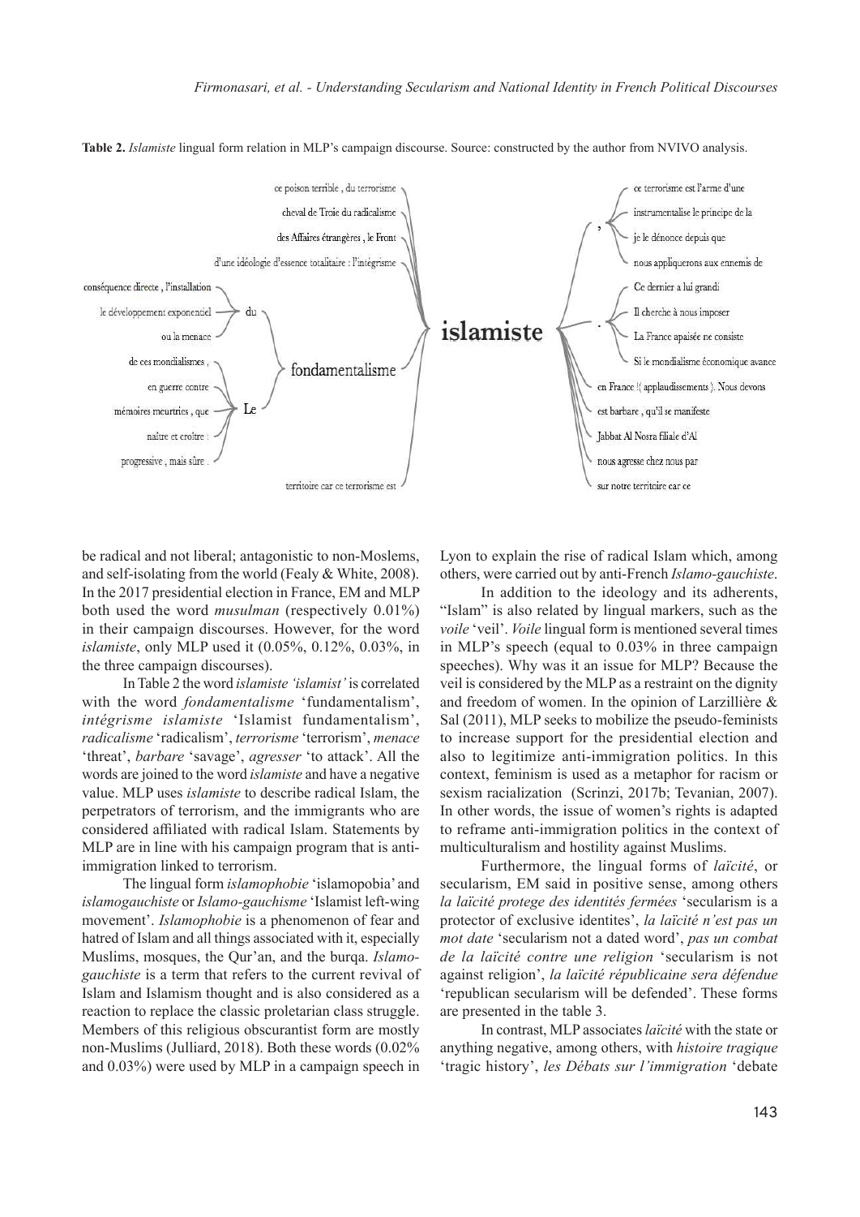**Table 2.** *Islamiste* lingual form relation in MLP's campaign discourse. Source: constructed by the author from NVIVO analysis.

| Left context | | | Node | | Right context |
|---|---|---|---|---|---|
| ce poison terrible , du terrorisme | | | islamiste | , | ce terrorisme est l'arme d'une |
| cheval de Troie du radicalisme | | | | , | instrumentalise le principe de la |
| des Affaires étrangères , le Front | | | | , | je le dénonce depuis que |
| d'une idéologie d'essence totalitaire : l'intégrisme | | | | , | nous appliquerons aux ennemis de |
| conséquence directe , l'installation | du | fondamentalisme | | . | Ce dernier a lui grandi |
| le développement exponentiel | du | fondamentalisme | | . | Il cherche à nous imposer |
| ou la menace | du | fondamentalisme | | . | La France apaisée ne consiste |
| de ces mondialismes , | Le | fondamentalisme | | . | Si le mondialisme économique avance |
| en guerre contre | Le | fondamentalisme | | | en France !( applaudissements ). Nous devons |
| mémoires meurtries , que | Le | fondamentalisme | | | est barbare , qu'il se manifeste |
| naître et croître : | Le | fondamentalisme | | | Jabbat Al Nosra filiale d'Al |
| progressive , mais sûre . | Le | fondamentalisme | | | nous agresse chez nous par |
| territoire car ce terrorisme est | | | | | sur notre territoire car ce |

be radical and not liberal; antagonistic to non-Moslems, and self-isolating from the world (Fealy & White, 2008). In the 2017 presidential election in France, EM and MLP both used the word *musulman* (respectively 0.01%) in their campaign discourses. However, for the word *islamiste*, only MLP used it (0.05%, 0.12%, 0.03%, in the three campaign discourses).

In Table 2 the word *islamiste 'islamist'* is correlated with the word *fondamentalisme* 'fundamentalism', *intégrisme islamiste* 'Islamist fundamentalism', *radicalisme* 'radicalism', *terrorisme* 'terrorism', *menace* 'threat', *barbare* 'savage', *agresser* 'to attack'. All the words are joined to the word *islamiste* and have a negative value. MLP uses *islamiste* to describe radical Islam, the perpetrators of terrorism, and the immigrants who are considered affiliated with radical Islam. Statements by MLP are in line with his campaign program that is anti-immigration linked to terrorism.

The lingual form *islamophobie* 'islamopobia' and *islamogauchiste* or *Islamo-gauchisme* 'Islamist left-wing movement'. *Islamophobie* is a phenomenon of fear and hatred of Islam and all things associated with it, especially Muslims, mosques, the Qur'an, and the burqa. *Islamo-gauchiste* is a term that refers to the current revival of Islam and Islamism thought and is also considered as a reaction to replace the classic proletarian class struggle. Members of this religious obscurantist form are mostly non-Muslims (Julliard, 2018). Both these words (0.02% and 0.03%) were used by MLP in a campaign speech in Lyon to explain the rise of radical Islam which, among others, were carried out by anti-French *Islamo-gauchiste*.

In addition to the ideology and its adherents, "Islam" is also related by lingual markers, such as the *voile* 'veil'. *Voile* lingual form is mentioned several times in MLP's speech (equal to 0.03% in three campaign speeches). Why was it an issue for MLP? Because the veil is considered by the MLP as a restraint on the dignity and freedom of women. In the opinion of Larzillière & Sal (2011), MLP seeks to mobilize the pseudo-feminists to increase support for the presidential election and also to legitimize anti-immigration politics. In this context, feminism is used as a metaphor for racism or sexism racialization (Scrinzi, 2017b; Tevanian, 2007). In other words, the issue of women's rights is adapted to reframe anti-immigration politics in the context of multiculturalism and hostility against Muslims.

Furthermore, the lingual forms of *laïcité*, or secularism, EM said in positive sense, among others *la laïcité protege des identités fermées* 'secularism is a protector of exclusive identites', *la laïcité n'est pas un mot date* 'secularism not a dated word', *pas un combat de la laïcité contre une religion* 'secularism is not against religion', *la laïcité républicaine sera défendue* 'republican secularism will be defended'. These forms are presented in the table 3.

In contrast, MLP associates *laïcité* with the state or anything negative, among others, with *histoire tragique* 'tragic history', *les Débats sur l'immigration* 'debate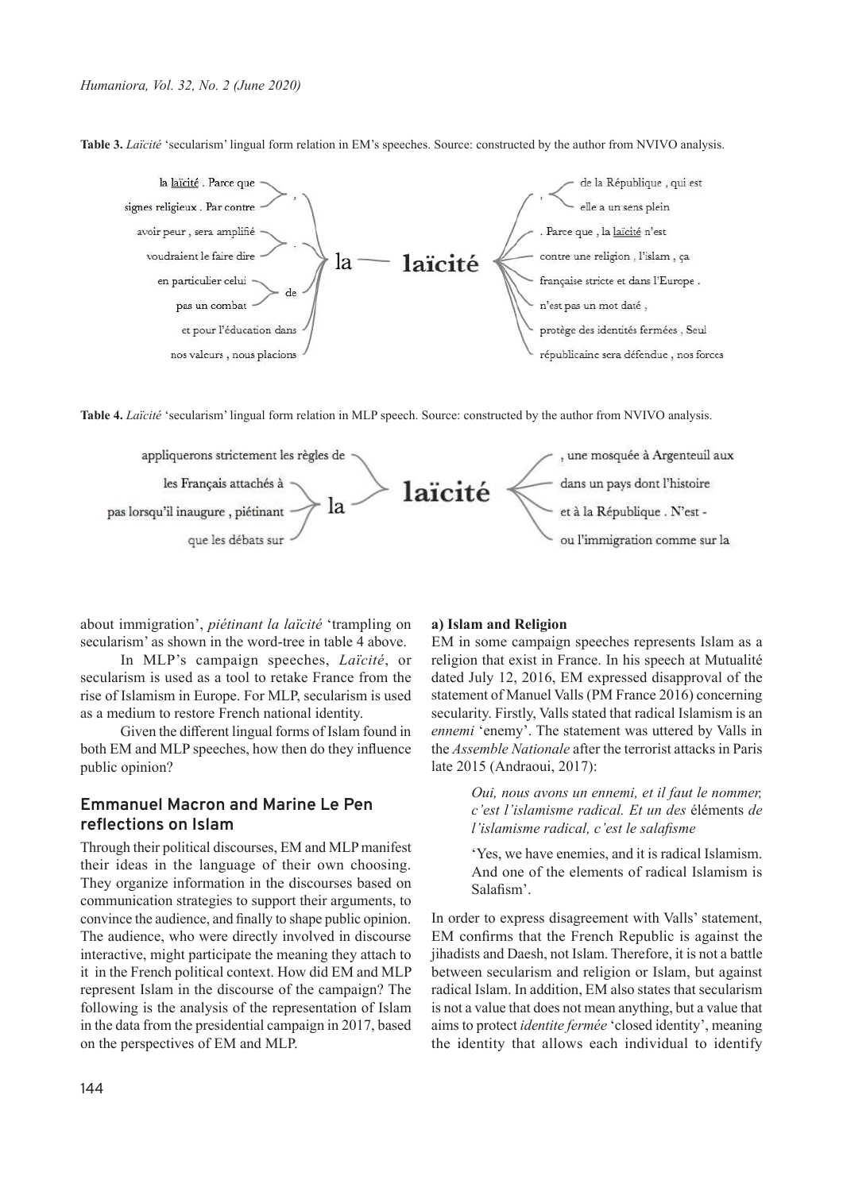**Table 3.** *Laïcité* 'secularism' lingual form relation in EM's speeches. Source: constructed by the author from NVIVO analysis.

| Left context | | Keyword | Right context |
|---|---|---|---|
| la laïcité . Parce que | , | la laïcité | , de la République , qui est |
| signes religieux . Par contre | , | | , elle a un sens plein |
| avoir peur , sera amplifié | . | | . Parce que , la laïcité n'est |
| voudraient le faire dire | . | | contre une religion , l'islam , ça |
| en particulier celui | de | | française stricte et dans l'Europe . |
| pas un combat | de | | n'est pas un mot daté , |
| et pour l'éducation dans | | | protège des identités fermées , Seul |
| nos valeurs , nous placions | | | républicaine sera défendue , nos forces |

**Table 4.** *Laïcité* 'secularism' lingual form relation in MLP speech. Source: constructed by the author from NVIVO analysis.

| Left context | Keyword | Right context |
|---|---|---|
| appliquerons strictement les règles de | la laïcité | , une mosquée à Argenteuil aux |
| les Français attachés à | | dans un pays dont l'histoire |
| pas lorsqu'il inaugure , piétinant | | et à la République . N'est - |
| que les débats sur | | ou l'immigration comme sur la |

about immigration', *piétinant la laïcité* 'trampling on secularism' as shown in the word-tree in table 4 above.

In MLP's campaign speeches, *Laïcité*, or secularism is used as a tool to retake France from the rise of Islamism in Europe. For MLP, secularism is used as a medium to restore French national identity.

Given the different lingual forms of Islam found in both EM and MLP speeches, how then do they influence public opinion?

## Emmanuel Macron and Marine Le Pen reflections on Islam

Through their political discourses, EM and MLP manifest their ideas in the language of their own choosing. They organize information in the discourses based on communication strategies to support their arguments, to convince the audience, and finally to shape public opinion. The audience, who were directly involved in discourse interactive, might participate the meaning they attach to it in the French political context. How did EM and MLP represent Islam in the discourse of the campaign? The following is the analysis of the representation of Islam in the data from the presidential campaign in 2017, based on the perspectives of EM and MLP.

### a) Islam and Religion

EM in some campaign speeches represents Islam as a religion that exist in France. In his speech at Mutualité dated July 12, 2016, EM expressed disapproval of the statement of Manuel Valls (PM France 2016) concerning secularity. Firstly, Valls stated that radical Islamism is an *ennemi* 'enemy'. The statement was uttered by Valls in the *Assemble Nationale* after the terrorist attacks in Paris late 2015 (Andraoui, 2017):

> *Oui, nous avons un ennemi, et il faut le nommer, c'est l'islamisme radical. Et un des* éléments *de l'islamisme radical, c'est le salafisme*
>
> 'Yes, we have enemies, and it is radical Islamism. And one of the elements of radical Islamism is Salafism'.

In order to express disagreement with Valls' statement, EM confirms that the French Republic is against the jihadists and Daesh, not Islam. Therefore, it is not a battle between secularism and religion or Islam, but against radical Islam. In addition, EM also states that secularism is not a value that does not mean anything, but a value that aims to protect *identite fermée* 'closed identity', meaning the identity that allows each individual to identify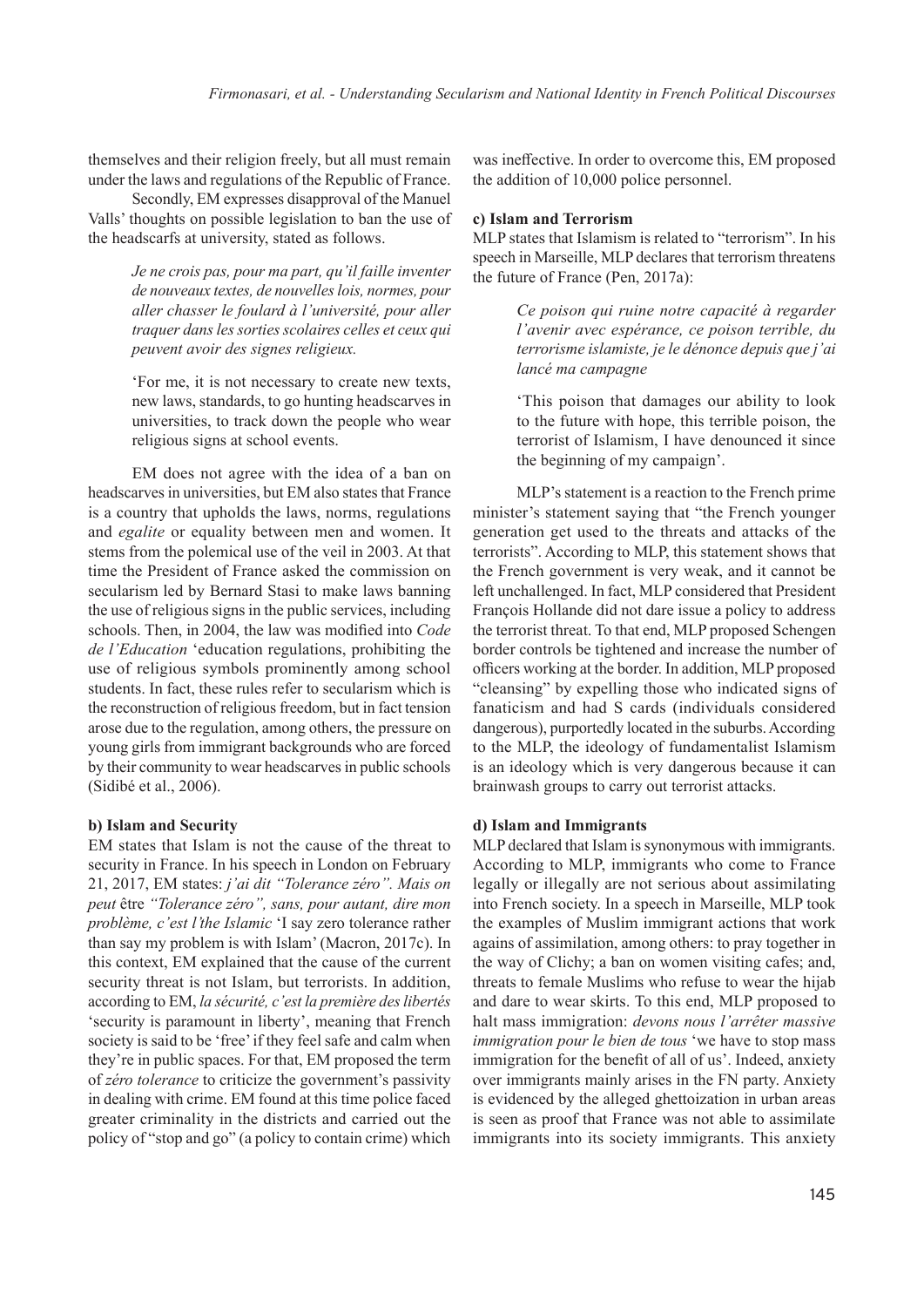themselves and their religion freely, but all must remain under the laws and regulations of the Republic of France.

Secondly, EM expresses disapproval of the Manuel Valls' thoughts on possible legislation to ban the use of the headscarfs at university, stated as follows.

> *Je ne crois pas, pour ma part, qu'il faille inventer de nouveaux textes, de nouvelles lois, normes, pour aller chasser le foulard à l'université, pour aller traquer dans les sorties scolaires celles et ceux qui peuvent avoir des signes religieux.*
>
> 'For me, it is not necessary to create new texts, new laws, standards, to go hunting headscarves in universities, to track down the people who wear religious signs at school events.

EM does not agree with the idea of a ban on headscarves in universities, but EM also states that France is a country that upholds the laws, norms, regulations and *egalite* or equality between men and women. It stems from the polemical use of the veil in 2003. At that time the President of France asked the commission on secularism led by Bernard Stasi to make laws banning the use of religious signs in the public services, including schools. Then, in 2004, the law was modified into *Code de l'Education* 'education regulations, prohibiting the use of religious symbols prominently among school students. In fact, these rules refer to secularism which is the reconstruction of religious freedom, but in fact tension arose due to the regulation, among others, the pressure on young girls from immigrant backgrounds who are forced by their community to wear headscarves in public schools (Sidibé et al., 2006).

**b) Islam and Security**

EM states that Islam is not the cause of the threat to security in France. In his speech in London on February 21, 2017, EM states: *j'ai dit "Tolerance zéro". Mais on peut* être *"Tolerance zéro", sans, pour autant, dire mon problème, c'est l'the Islamic* 'I say zero tolerance rather than say my problem is with Islam' (Macron, 2017c). In this context, EM explained that the cause of the current security threat is not Islam, but terrorists. In addition, according to EM, *la sécurité, c'est la première des libertés* 'security is paramount in liberty', meaning that French society is said to be 'free' if they feel safe and calm when they're in public spaces. For that, EM proposed the term of *zéro tolerance* to criticize the government's passivity in dealing with crime. EM found at this time police faced greater criminality in the districts and carried out the policy of "stop and go" (a policy to contain crime) which was ineffective. In order to overcome this, EM proposed the addition of 10,000 police personnel.

**c) Islam and Terrorism**

MLP states that Islamism is related to "terrorism". In his speech in Marseille, MLP declares that terrorism threatens the future of France (Pen, 2017a):

> *Ce poison qui ruine notre capacité à regarder l'avenir avec espérance, ce poison terrible, du terrorisme islamiste, je le dénonce depuis que j'ai lancé ma campagne*
>
> 'This poison that damages our ability to look to the future with hope, this terrible poison, the terrorist of Islamism, I have denounced it since the beginning of my campaign'.

MLP's statement is a reaction to the French prime minister's statement saying that "the French younger generation get used to the threats and attacks of the terrorists". According to MLP, this statement shows that the French government is very weak, and it cannot be left unchallenged. In fact, MLP considered that President François Hollande did not dare issue a policy to address the terrorist threat. To that end, MLP proposed Schengen border controls be tightened and increase the number of officers working at the border. In addition, MLP proposed "cleansing" by expelling those who indicated signs of fanaticism and had S cards (individuals considered dangerous), purportedly located in the suburbs. According to the MLP, the ideology of fundamentalist Islamism is an ideology which is very dangerous because it can brainwash groups to carry out terrorist attacks.

**d) Islam and Immigrants**

MLP declared that Islam is synonymous with immigrants. According to MLP, immigrants who come to France legally or illegally are not serious about assimilating into French society. In a speech in Marseille, MLP took the examples of Muslim immigrant actions that work agains of assimilation, among others: to pray together in the way of Clichy; a ban on women visiting cafes; and, threats to female Muslims who refuse to wear the hijab and dare to wear skirts. To this end, MLP proposed to halt mass immigration: *devons nous l'arrêter massive immigration pour le bien de tous* 'we have to stop mass immigration for the benefit of all of us'. Indeed, anxiety over immigrants mainly arises in the FN party. Anxiety is evidenced by the alleged ghettoization in urban areas is seen as proof that France was not able to assimilate immigrants into its society immigrants. This anxiety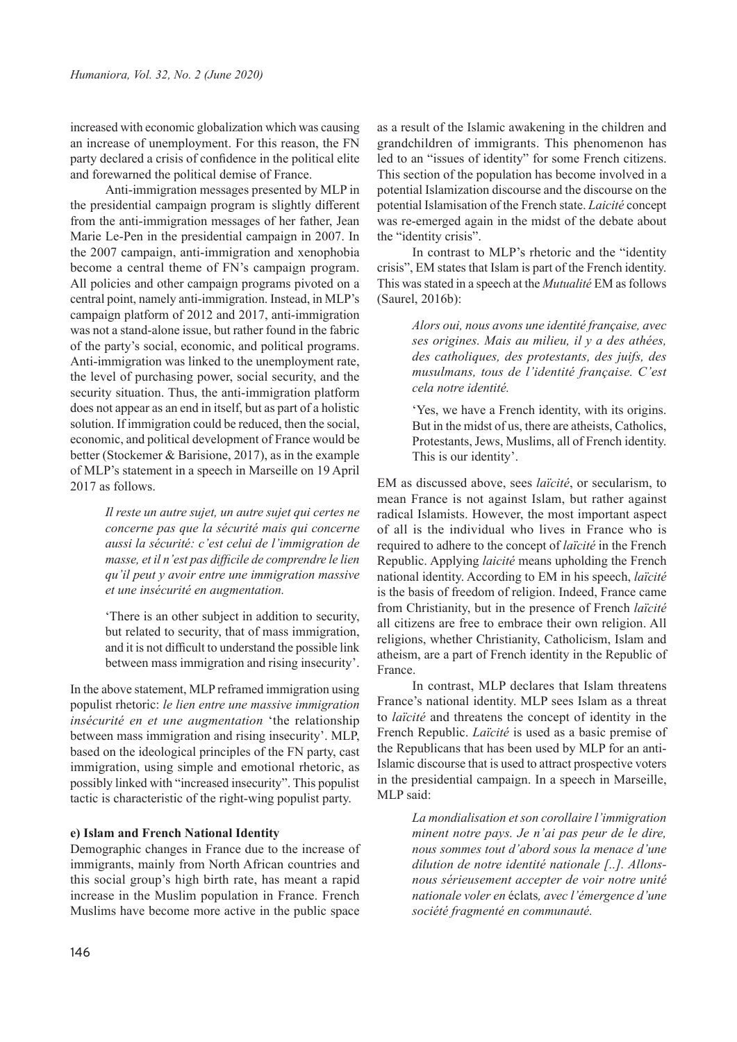increased with economic globalization which was causing an increase of unemployment. For this reason, the FN party declared a crisis of confidence in the political elite and forewarned the political demise of France.

Anti-immigration messages presented by MLP in the presidential campaign program is slightly different from the anti-immigration messages of her father, Jean Marie Le-Pen in the presidential campaign in 2007. In the 2007 campaign, anti-immigration and xenophobia become a central theme of FN's campaign program. All policies and other campaign programs pivoted on a central point, namely anti-immigration. Instead, in MLP's campaign platform of 2012 and 2017, anti-immigration was not a stand-alone issue, but rather found in the fabric of the party's social, economic, and political programs. Anti-immigration was linked to the unemployment rate, the level of purchasing power, social security, and the security situation. Thus, the anti-immigration platform does not appear as an end in itself, but as part of a holistic solution. If immigration could be reduced, then the social, economic, and political development of France would be better (Stockemer & Barisione, 2017), as in the example of MLP's statement in a speech in Marseille on 19 April 2017 as follows.

> *Il reste un autre sujet, un autre sujet qui certes ne concerne pas que la sécurité mais qui concerne aussi la sécurité: c'est celui de l'immigration de masse, et il n'est pas difficile de comprendre le lien qu'il peut y avoir entre une immigration massive et une insécurité en augmentation.*
>
> 'There is an other subject in addition to security, but related to security, that of mass immigration, and it is not difficult to understand the possible link between mass immigration and rising insecurity'.

In the above statement, MLP reframed immigration using populist rhetoric: *le lien entre une massive immigration insécurité en et une augmentation* 'the relationship between mass immigration and rising insecurity'. MLP, based on the ideological principles of the FN party, cast immigration, using simple and emotional rhetoric, as possibly linked with "increased insecurity". This populist tactic is characteristic of the right-wing populist party.

**e) Islam and French National Identity**

Demographic changes in France due to the increase of immigrants, mainly from North African countries and this social group's high birth rate, has meant a rapid increase in the Muslim population in France. French Muslims have become more active in the public space as a result of the Islamic awakening in the children and grandchildren of immigrants. This phenomenon has led to an "issues of identity" for some French citizens. This section of the population has become involved in a potential Islamization discourse and the discourse on the potential Islamisation of the French state. *Laicité* concept was re-emerged again in the midst of the debate about the "identity crisis".

In contrast to MLP's rhetoric and the "identity crisis", EM states that Islam is part of the French identity. This was stated in a speech at the *Mutualité* EM as follows (Saurel, 2016b):

> *Alors oui, nous avons une identité française, avec ses origines. Mais au milieu, il y a des athées, des catholiques, des protestants, des juifs, des musulmans, tous de l'identité française. C'est cela notre identité.*
>
> 'Yes, we have a French identity, with its origins. But in the midst of us, there are atheists, Catholics, Protestants, Jews, Muslims, all of French identity. This is our identity'.

EM as discussed above, sees *laïcité*, or secularism, to mean France is not against Islam, but rather against radical Islamists. However, the most important aspect of all is the individual who lives in France who is required to adhere to the concept of *laïcité* in the French Republic. Applying *laicité* means upholding the French national identity. According to EM in his speech, *laïcité* is the basis of freedom of religion. Indeed, France came from Christianity, but in the presence of French *laïcité* all citizens are free to embrace their own religion. All religions, whether Christianity, Catholicism, Islam and atheism, are a part of French identity in the Republic of France.

In contrast, MLP declares that Islam threatens France's national identity. MLP sees Islam as a threat to *laïcité* and threatens the concept of identity in the French Republic. *Laïcité* is used as a basic premise of the Republicans that has been used by MLP for an anti-Islamic discourse that is used to attract prospective voters in the presidential campaign. In a speech in Marseille, MLP said:

> *La mondialisation et son corollaire l'immigration minent notre pays. Je n'ai pas peur de le dire, nous sommes tout d'abord sous la menace d'une dilution de notre identité nationale [..]. Allons-nous sérieusement accepter de voir notre unité nationale voler en* éclats*, avec l'émergence d'une société fragmenté en communauté.*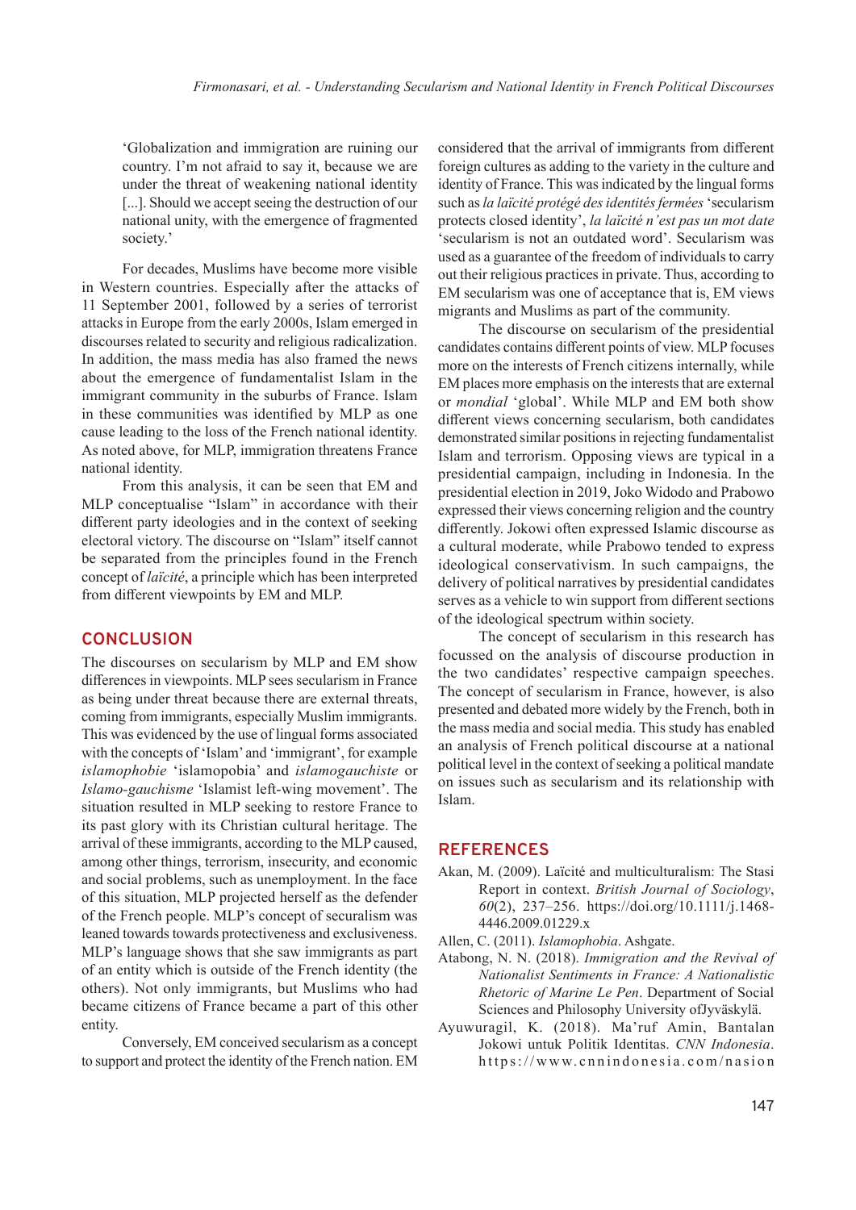'Globalization and immigration are ruining our country. I'm not afraid to say it, because we are under the threat of weakening national identity [...]. Should we accept seeing the destruction of our national unity, with the emergence of fragmented society.'

For decades, Muslims have become more visible in Western countries. Especially after the attacks of 11 September 2001, followed by a series of terrorist attacks in Europe from the early 2000s, Islam emerged in discourses related to security and religious radicalization. In addition, the mass media has also framed the news about the emergence of fundamentalist Islam in the immigrant community in the suburbs of France. Islam in these communities was identified by MLP as one cause leading to the loss of the French national identity. As noted above, for MLP, immigration threatens France national identity.

From this analysis, it can be seen that EM and MLP conceptualise "Islam" in accordance with their different party ideologies and in the context of seeking electoral victory. The discourse on "Islam" itself cannot be separated from the principles found in the French concept of *laïcité*, a principle which has been interpreted from different viewpoints by EM and MLP.

## CONCLUSION

The discourses on secularism by MLP and EM show differences in viewpoints. MLP sees secularism in France as being under threat because there are external threats, coming from immigrants, especially Muslim immigrants. This was evidenced by the use of lingual forms associated with the concepts of 'Islam' and 'immigrant', for example *islamophobie* 'islamopobia' and *islamogauchiste* or *Islamo-gauchisme* 'Islamist left-wing movement'. The situation resulted in MLP seeking to restore France to its past glory with its Christian cultural heritage. The arrival of these immigrants, according to the MLP caused, among other things, terrorism, insecurity, and economic and social problems, such as unemployment. In the face of this situation, MLP projected herself as the defender of the French people. MLP's concept of securalism was leaned towards towards protectiveness and exclusiveness. MLP's language shows that she saw immigrants as part of an entity which is outside of the French identity (the others). Not only immigrants, but Muslims who had became citizens of France became a part of this other entity.

Conversely, EM conceived secularism as a concept to support and protect the identity of the French nation. EM considered that the arrival of immigrants from different foreign cultures as adding to the variety in the culture and identity of France. This was indicated by the lingual forms such as *la laïcité protégé des identités fermées* 'secularism protects closed identity', *la laïcité n'est pas un mot date* 'secularism is not an outdated word'. Secularism was used as a guarantee of the freedom of individuals to carry out their religious practices in private. Thus, according to EM secularism was one of acceptance that is, EM views migrants and Muslims as part of the community.

The discourse on secularism of the presidential candidates contains different points of view. MLP focuses more on the interests of French citizens internally, while EM places more emphasis on the interests that are external or *mondial* 'global'. While MLP and EM both show different views concerning secularism, both candidates demonstrated similar positions in rejecting fundamentalist Islam and terrorism. Opposing views are typical in a presidential campaign, including in Indonesia. In the presidential election in 2019, Joko Widodo and Prabowo expressed their views concerning religion and the country differently. Jokowi often expressed Islamic discourse as a cultural moderate, while Prabowo tended to express ideological conservativism. In such campaigns, the delivery of political narratives by presidential candidates serves as a vehicle to win support from different sections of the ideological spectrum within society.

The concept of secularism in this research has focussed on the analysis of discourse production in the two candidates' respective campaign speeches. The concept of secularism in France, however, is also presented and debated more widely by the French, both in the mass media and social media. This study has enabled an analysis of French political discourse at a national political level in the context of seeking a political mandate on issues such as secularism and its relationship with Islam.

## REFERENCES

Akan, M. (2009). Laïcité and multiculturalism: The Stasi Report in context. *British Journal of Sociology*, *60*(2), 237–256. https://doi.org/10.1111/j.1468-4446.2009.01229.x

Allen, C. (2011). *Islamophobia*. Ashgate.

Atabong, N. N. (2018). *Immigration and the Revival of Nationalist Sentiments in France: A Nationalistic Rhetoric of Marine Le Pen*. Department of Social Sciences and Philosophy University ofJyväskylä.

Ayuwuragil, K. (2018). Ma'ruf Amin, Bantalan Jokowi untuk Politik Identitas. *CNN Indonesia*. https://www.cnnindonesia.com/nasion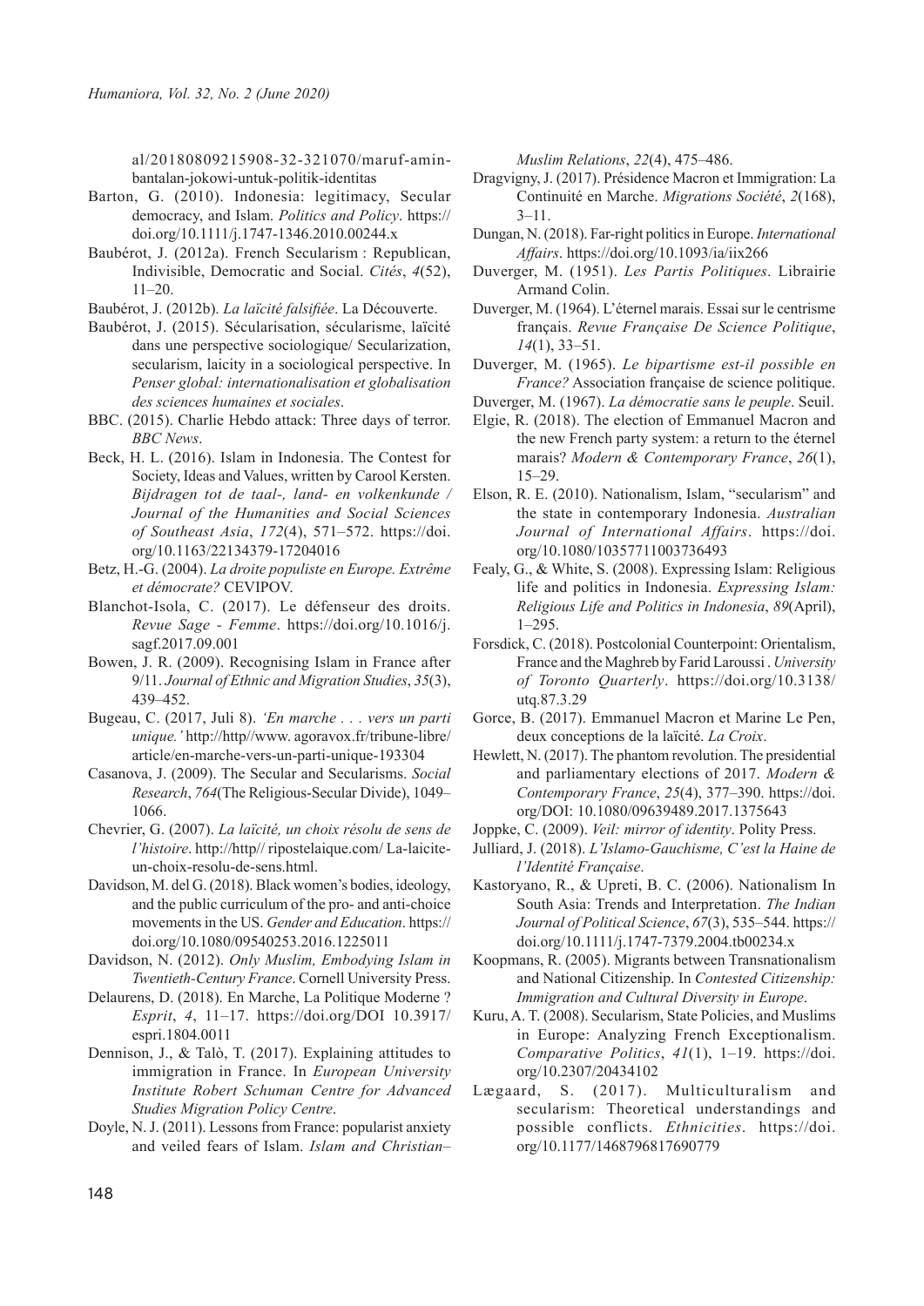al/20180809215908-32-321070/maruf-amin-bantalan-jokowi-untuk-politik-identitas

Barton, G. (2010). Indonesia: legitimacy, Secular democracy, and Islam. *Politics and Policy*. https://doi.org/10.1111/j.1747-1346.2010.00244.x

Baubérot, J. (2012a). French Secularism : Republican, Indivisible, Democratic and Social. *Cités*, *4*(52), 11–20.

Baubérot, J. (2012b). *La laïcité falsifiée*. La Découverte.

Baubérot, J. (2015). Sécularisation, sécularisme, laïcité dans une perspective sociologique/ Secularization, secularism, laicity in a sociological perspective. In *Penser global: internationalisation et globalisation des sciences humaines et sociales*.

BBC. (2015). Charlie Hebdo attack: Three days of terror. *BBC News*.

Beck, H. L. (2016). Islam in Indonesia. The Contest for Society, Ideas and Values, written by Carool Kersten. *Bijdragen tot de taal-, land- en volkenkunde / Journal of the Humanities and Social Sciences of Southeast Asia*, *172*(4), 571–572. https://doi.org/10.1163/22134379-17204016

Betz, H.-G. (2004). *La droite populiste en Europe. Extrême et démocrate?* CEVIPOV.

Blanchot-Isola, C. (2017). Le défenseur des droits. *Revue Sage - Femme*. https://doi.org/10.1016/j.sagf.2017.09.001

Bowen, J. R. (2009). Recognising Islam in France after 9/11. *Journal of Ethnic and Migration Studies*, *35*(3), 439–452.

Bugeau, C. (2017, Juli 8). *'En marche . . . vers un parti unique.'* http://http//www. agoravox.fr/tribune-libre/article/en-marche-vers-un-parti-unique-193304

Casanova, J. (2009). The Secular and Secularisms. *Social Research*, *764*(The Religious-Secular Divide), 1049–1066.

Chevrier, G. (2007). *La laïcité, un choix résolu de sens de l'histoire*. http://http// ripostelaique.com/ La-laicite-un-choix-resolu-de-sens.html.

Davidson, M. del G. (2018). Black women's bodies, ideology, and the public curriculum of the pro- and anti-choice movements in the US. *Gender and Education*. https://doi.org/10.1080/09540253.2016.1225011

Davidson, N. (2012). *Only Muslim, Embodying Islam in Twentieth-Century France*. Cornell University Press.

Delaurens, D. (2018). En Marche, La Politique Moderne ? *Esprit*, *4*, 11–17. https://doi.org/DOI 10.3917/espri.1804.0011

Dennison, J., & Talò, T. (2017). Explaining attitudes to immigration in France. In *European University Institute Robert Schuman Centre for Advanced Studies Migration Policy Centre*.

Doyle, N. J. (2011). Lessons from France: popularist anxiety and veiled fears of Islam. *Islam and Christian–Muslim Relations*, *22*(4), 475–486.

Dragvigny, J. (2017). Présidence Macron et Immigration: La Continuité en Marche. *Migrations Société*, *2*(168), 3–11.

Dungan, N. (2018). Far-right politics in Europe. *International Affairs*. https://doi.org/10.1093/ia/iix266

Duverger, M. (1951). *Les Partis Politiques*. Librairie Armand Colin.

Duverger, M. (1964). L'éternel marais. Essai sur le centrisme français. *Revue Française De Science Politique*, *14*(1), 33–51.

Duverger, M. (1965). *Le bipartisme est-il possible en France?* Association française de science politique.

Duverger, M. (1967). *La démocratie sans le peuple*. Seuil.

Elgie, R. (2018). The election of Emmanuel Macron and the new French party system: a return to the éternel marais? *Modern & Contemporary France*, *26*(1), 15–29.

Elson, R. E. (2010). Nationalism, Islam, "secularism" and the state in contemporary Indonesia. *Australian Journal of International Affairs*. https://doi.org/10.1080/10357711003736493

Fealy, G., & White, S. (2008). Expressing Islam: Religious life and politics in Indonesia. *Expressing Islam: Religious Life and Politics in Indonesia*, *89*(April), 1–295.

Forsdick, C. (2018). Postcolonial Counterpoint: Orientalism, France and the Maghreb by Farid Laroussi . *University of Toronto Quarterly*. https://doi.org/10.3138/utq.87.3.29

Gorce, B. (2017). Emmanuel Macron et Marine Le Pen, deux conceptions de la laïcité. *La Croix*.

Hewlett, N. (2017). The phantom revolution. The presidential and parliamentary elections of 2017. *Modern & Contemporary France*, *25*(4), 377–390. https://doi.org/DOI: 10.1080/09639489.2017.1375643

Joppke, C. (2009). *Veil: mirror of identity*. Polity Press.

Julliard, J. (2018). *L'Islamo-Gauchisme, C'est la Haine de l'Identité Française*.

Kastoryano, R., & Upreti, B. C. (2006). Nationalism In South Asia: Trends and Interpretation. *The Indian Journal of Political Science*, *67*(3), 535–544. https://doi.org/10.1111/j.1747-7379.2004.tb00234.x

Koopmans, R. (2005). Migrants between Transnationalism and National Citizenship. In *Contested Citizenship: Immigration and Cultural Diversity in Europe*.

Kuru, A. T. (2008). Secularism, State Policies, and Muslims in Europe: Analyzing French Exceptionalism. *Comparative Politics*, *41*(1), 1–19. https://doi.org/10.2307/20434102

Lægaard, S. (2017). Multiculturalism and secularism: Theoretical understandings and possible conflicts. *Ethnicities*. https://doi.org/10.1177/1468796817690779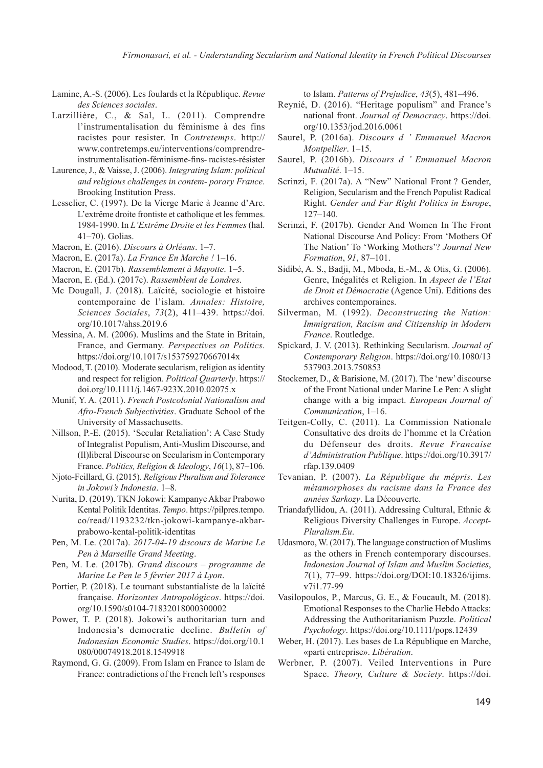Lamine, A.-S. (2006). Les foulards et la République. *Revue des Sciences sociales*.

Larzillière, C., & Sal, L. (2011). Comprendre l'instrumentalisation du féminisme à des fins racistes pour resister. In *Contretemps*. http://www.contretemps.eu/interventions/comprendre-instrumentalisation-féminisme-fins- racistes-résister

Laurence, J., & Vaisse, J. (2006). *Integrating Islam: political and religious challenges in contem- porary France*. Brooking Institution Press.

Lesselier, C. (1997). De la Vierge Marie à Jeanne d'Arc. L'extrême droite frontiste et catholique et les femmes. 1984-1990. In *L'Extrême Droite et les Femmes* (hal. 41–70). Golias.

Macron, E. (2016). *Discours à Orléans*. 1–7.

Macron, E. (2017a). *La France En Marche !* 1–16.

Macron, E. (2017b). *Rassemblement à Mayotte*. 1–5.

Macron, E. (Ed.). (2017c). *Rassemblent de Londres*.

Mc Dougall, J. (2018). Laïcité, sociologie et histoire contemporaine de l'islam. *Annales: Histoire, Sciences Sociales*, *73*(2), 411–439. https://doi.org/10.1017/ahss.2019.6

Messina, A. M. (2006). Muslims and the State in Britain, France, and Germany. *Perspectives on Politics*. https://doi.org/10.1017/s153759270667014x

Modood, T. (2010). Moderate secularism, religion as identity and respect for religion. *Political Quarterly*. https://doi.org/10.1111/j.1467-923X.2010.02075.x

Munif, Y. A. (2011). *French Postcolonial Nationalism and Afro-French Subjectivities*. Graduate School of the University of Massachusetts.

Nillson, P.-E. (2015). 'Secular Retaliation': A Case Study of Integralist Populism, Anti-Muslim Discourse, and (Il)liberal Discourse on Secularism in Contemporary France. *Politics, Religion & Ideology*, *16*(1), 87–106.

Njoto-Feillard, G. (2015). *Religious Pluralism and Tolerance in Jokowi's Indonesia*. 1–8.

Nurita, D. (2019). TKN Jokowi: Kampanye Akbar Prabowo Kental Politik Identitas. *Tempo*. https://pilpres.tempo.co/read/1193232/tkn-jokowi-kampanye-akbar-prabowo-kental-politik-identitas

Pen, M. Le. (2017a). *2017-04-19 discours de Marine Le Pen à Marseille Grand Meeting*.

Pen, M. Le. (2017b). *Grand discours – programme de Marine Le Pen le 5 février 2017 à Lyon*.

Portier, P. (2018). Le tournant substantialiste de la laïcité française. *Horizontes Antropológicos*. https://doi.org/10.1590/s0104-71832018000300002

Power, T. P. (2018). Jokowi's authoritarian turn and Indonesia's democratic decline. *Bulletin of Indonesian Economic Studies*. https://doi.org/10.1080/00074918.2018.1549918

Raymond, G. G. (2009). From Islam en France to Islam de France: contradictions of the French left's responses to Islam. *Patterns of Prejudice*, *43*(5), 481–496.

Reynié, D. (2016). "Heritage populism" and France's national front. *Journal of Democracy*. https://doi.org/10.1353/jod.2016.0061

Saurel, P. (2016a). *Discours d ' Emmanuel Macron Montpellier*. 1–15.

Saurel, P. (2016b). *Discours d ' Emmanuel Macron Mutualité*. 1–15.

Scrinzi, F. (2017a). A "New" National Front ? Gender, Religion, Secularism and the French Populist Radical Right. *Gender and Far Right Politics in Europe*, 127–140.

Scrinzi, F. (2017b). Gender And Women In The Front National Discourse And Policy: From 'Mothers Of The Nation' To 'Working Mothers'? *Journal New Formation*, *91*, 87–101.

Sidibé, A. S., Badji, M., Mboda, E.-M., & Otis, G. (2006). Genre, Inégalités et Religion. In *Aspect de l'Etat de Droit et Démocratie* (Agence Uni). Editions des archives contemporaines.

Silverman, M. (1992). *Deconstructing the Nation: Immigration, Racism and Citizenship in Modern France*. Routledge.

Spickard, J. V. (2013). Rethinking Secularism. *Journal of Contemporary Religion*. https://doi.org/10.1080/13537903.2013.750853

Stockemer, D., & Barisione, M. (2017). The 'new' discourse of the Front National under Marine Le Pen: A slight change with a big impact. *European Journal of Communication*, 1–16.

Teitgen-Colly, C. (2011). La Commission Nationale Consultative des droits de l'homme et la Création du Défenseur des droits. *Revue Francaise d'Administration Publique*. https://doi.org/10.3917/rfap.139.0409

Tevanian, P. (2007). *La République du mépris. Les métamorphoses du racisme dans la France des années Sarkozy*. La Découverte.

Triandafyllidou, A. (2011). Addressing Cultural, Ethnic & Religious Diversity Challenges in Europe. *Accept-Pluralism.Eu*.

Udasmoro, W. (2017). The language construction of Muslims as the others in French contemporary discourses. *Indonesian Journal of Islam and Muslim Societies*, *7*(1), 77–99. https://doi.org/DOI:10.18326/ijims.v7i1.77-99

Vasilopoulos, P., Marcus, G. E., & Foucault, M. (2018). Emotional Responses to the Charlie Hebdo Attacks: Addressing the Authoritarianism Puzzle. *Political Psychology*. https://doi.org/10.1111/pops.12439

Weber, H. (2017). Les bases de La République en Marche, «parti entreprise». *Libération*.

Werbner, P. (2007). Veiled Interventions in Pure Space. *Theory, Culture & Society*. https://doi.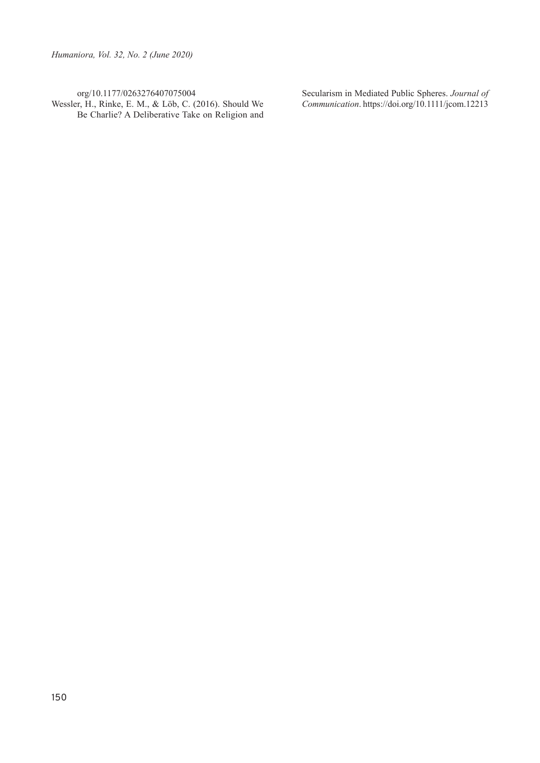org/10.1177/0263276407075004

Wessler, H., Rinke, E. M., & Löb, C. (2016). Should We Be Charlie? A Deliberative Take on Religion and Secularism in Mediated Public Spheres. *Journal of Communication*. https://doi.org/10.1111/jcom.12213